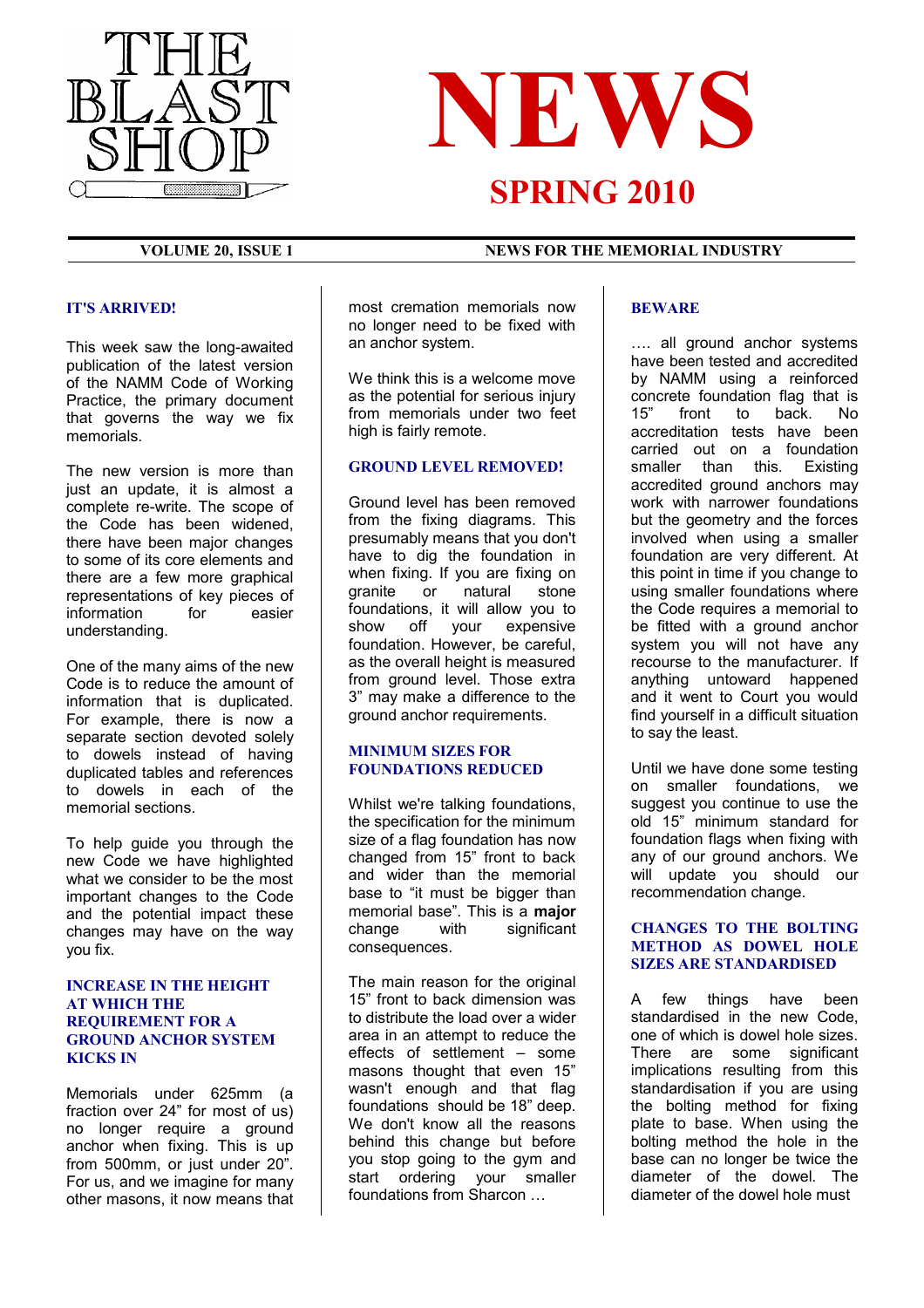# THE BLAST SHOP

# NEWS

## SPRING 2010

**VOLUME 20, ISSUE 1** — **NEWS FOR THE MEMORIAL INDUSTRY**

### IT'S ARRIVED!

This week saw the long-awaited publication of the latest version of the NAMM Code of Working Practice, the primary document that governs the way we fix memorials.

The new version is more than just an update, it is almost a complete re-write. The scope of the Code has been widened, there have been major changes to some of its core elements and there are a few more graphical representations of key pieces of information for easier understanding.

One of the many aims of the new Code is to reduce the amount of information that is duplicated. For example, there is now a separate section devoted solely to dowels instead of having duplicated tables and references to dowels in each of the memorial sections.

To help guide you through the new Code we have highlighted what we consider to be the most important changes to the Code and the potential impact these changes may have on the way you fix.

### INCREASE IN THE HEIGHT AT WHICH THE REQUIREMENT FOR A GROUND ANCHOR SYSTEM KICKS IN

Memorials under 625mm (a fraction over 24" for most of us) no longer require a ground anchor when fixing. This is up from 500mm, or just under 20". For us, and we imagine for many other masons, it now means that most cremation memorials now no longer need to be fixed with an anchor system.

We think this is a welcome move as the potential for serious injury from memorials under two feet high is fairly remote.

### GROUND LEVEL REMOVED!

Ground level has been removed from the fixing diagrams. This presumably means that you don't have to dig the foundation in when fixing. If you are fixing on granite or natural stone foundations, it will allow you to show off your expensive foundation. However, be careful, as the overall height is measured from ground level. Those extra 3" may make a difference to the ground anchor requirements.

### MINIMUM SIZES FOR FOUNDATIONS REDUCED

Whilst we're talking foundations, the specification for the minimum size of a flag foundation has now changed from 15" front to back and wider than the memorial base to "it must be bigger than memorial base". This is a **major** change with significant consequences.

The main reason for the original 15" front to back dimension was to distribute the load over a wider area in an attempt to reduce the effects of settlement – some masons thought that even 15" wasn't enough and that flag foundations should be 18" deep. We don't know all the reasons behind this change but before you stop going to the gym and start ordering your smaller foundations from Sharcon …

### BEWARE

…. all ground anchor systems have been tested and accredited by NAMM using a reinforced concrete foundation flag that is 15" front to back. No accreditation tests have been carried out on a foundation smaller than this. Existing accredited ground anchors may work with narrower foundations but the geometry and the forces involved when using a smaller foundation are very different. At this point in time if you change to using smaller foundations where the Code requires a memorial to be fitted with a ground anchor system you will not have any recourse to the manufacturer. If anything untoward happened and it went to Court you would find yourself in a difficult situation to say the least.

Until we have done some testing on smaller foundations, we suggest you continue to use the old 15" minimum standard for foundation flags when fixing with any of our ground anchors. We will update you should our recommendation change.

### CHANGES TO THE BOLTING METHOD AS DOWEL HOLE SIZES ARE STANDARDISED

A few things have been standardised in the new Code, one of which is dowel hole sizes. There are some significant implications resulting from this standardisation if you are using the bolting method for fixing plate to base. When using the bolting method the hole in the base can no longer be twice the diameter of the dowel. The diameter of the dowel hole must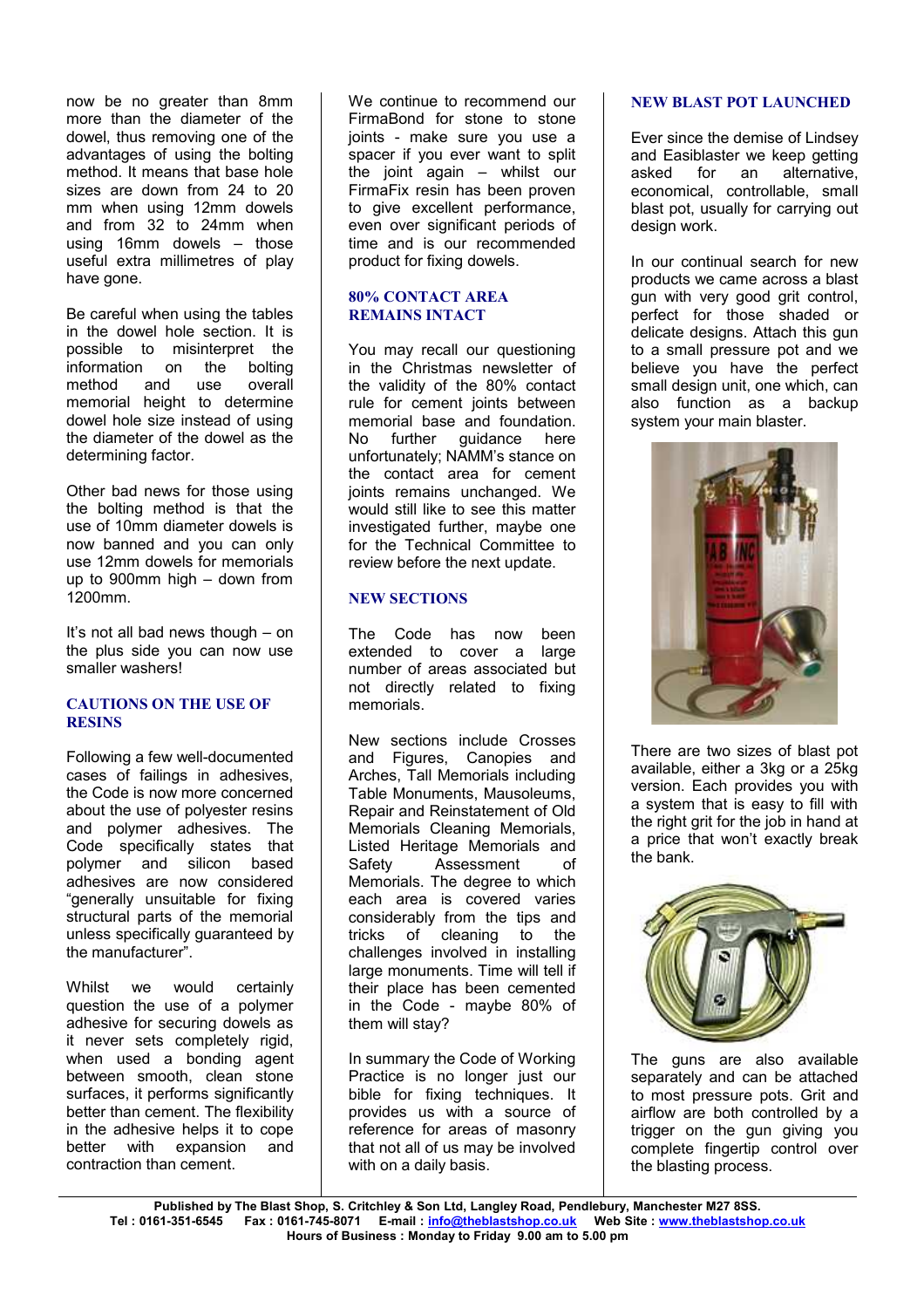now be no greater than 8mm more than the diameter of the dowel, thus removing one of the advantages of using the bolting method. It means that base hole sizes are down from 24 to 20 mm when using 12mm dowels and from 32 to 24mm when using 16mm dowels – those useful extra millimetres of play have gone.

Be careful when using the tables in the dowel hole section. It is possible to misinterpret the information on the bolting method and use overall memorial height to determine dowel hole size instead of using the diameter of the dowel as the determining factor.

Other bad news for those using the bolting method is that the use of 10mm diameter dowels is now banned and you can only use 12mm dowels for memorials up to 900mm high – down from 1200mm.

It's not all bad news though – on the plus side you can now use smaller washers!

## CAUTIONS ON THE USE OF RESINS

Following a few well-documented cases of failings in adhesives, the Code is now more concerned about the use of polyester resins and polymer adhesives. The Code specifically states that polymer and silicon based adhesives are now considered "generally unsuitable for fixing structural parts of the memorial unless specifically guaranteed by the manufacturer".

Whilst we would certainly question the use of a polymer adhesive for securing dowels as it never sets completely rigid, when used a bonding agent between smooth, clean stone surfaces, it performs significantly better than cement. The flexibility in the adhesive helps it to cope better with expansion and contraction than cement.

We continue to recommend our FirmaBond for stone to stone joints - make sure you use a spacer if you ever want to split the joint again – whilst our FirmaFix resin has been proven to give excellent performance, even over significant periods of time and is our recommended product for fixing dowels.

## 80% CONTACT AREA REMAINS INTACT

You may recall our questioning in the Christmas newsletter of the validity of the 80% contact rule for cement joints between memorial base and foundation. No further guidance here unfortunately; NAMM's stance on the contact area for cement joints remains unchanged. We would still like to see this matter investigated further, maybe one for the Technical Committee to review before the next update.

## NEW SECTIONS

The Code has now been extended to cover a large number of areas associated but not directly related to fixing memorials.

New sections include Crosses and Figures, Canopies and Arches, Tall Memorials including Table Monuments, Mausoleums, Repair and Reinstatement of Old Memorials Cleaning Memorials, Listed Heritage Memorials and Safety Assessment of Memorials. The degree to which each area is covered varies considerably from the tips and tricks of cleaning to the challenges involved in installing large monuments. Time will tell if their place has been cemented in the Code - maybe 80% of them will stay?

In summary the Code of Working Practice is no longer just our bible for fixing techniques. It provides us with a source of reference for areas of masonry that not all of us may be involved with on a daily basis.

## NEW BLAST POT LAUNCHED

Ever since the demise of Lindsey and Easiblaster we keep getting asked for an alternative, economical, controllable, small blast pot, usually for carrying out design work.

In our continual search for new products we came across a blast gun with very good grit control, perfect for those shaded or delicate designs. Attach this gun to a small pressure pot and we believe you have the perfect small design unit, one which, can also function as a backup system your main blaster.

There are two sizes of blast pot available, either a 3kg or a 25kg version. Each provides you with a system that is easy to fill with the right grit for the job in hand at a price that won't exactly break the bank.

The guns are also available separately and can be attached to most pressure pots. Grit and airflow are both controlled by a trigger on the gun giving you complete fingertip control over the blasting process.

**Published by The Blast Shop, S. Critchley & Son Ltd, Langley Road, Pendlebury, Manchester M27 8SS.**
**Tel : 0161-351-6545 Fax : 0161-745-8071 E-mail : info@theblastshop.co.uk Web Site : www.theblastshop.co.uk**
**Hours of Business : Monday to Friday 9.00 am to 5.00 pm**